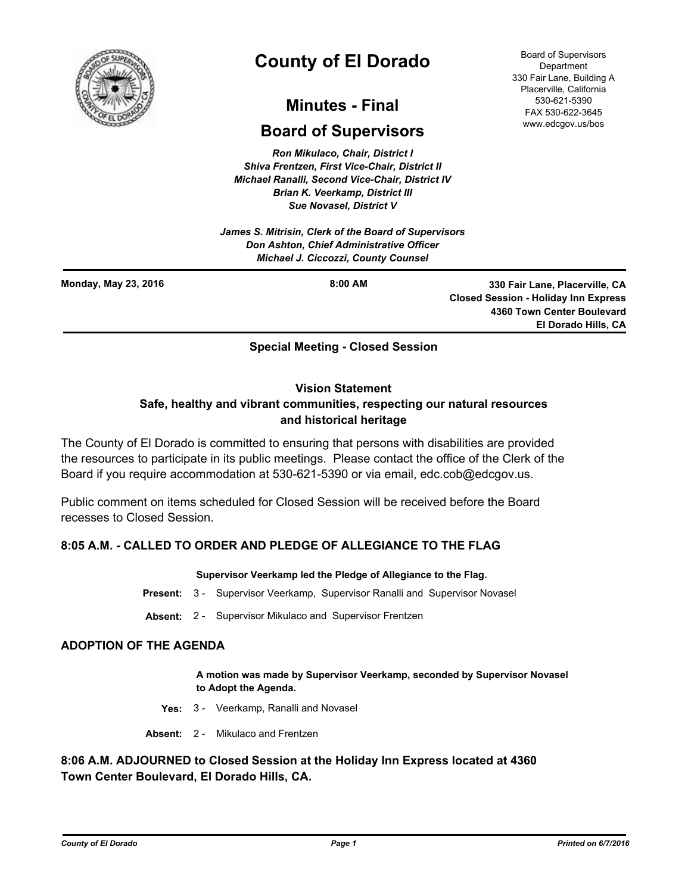# County of El Dorado

## Minutes - Final

## Board of Supervisors

Board of Supervisors Department
330 Fair Lane, Building A
Placerville, California
530-621-5390
FAX 530-622-3645
www.edcgov.us/bos

*Ron Mikulaco, Chair, District I*
*Shiva Frentzen, First Vice-Chair, District II*
*Michael Ranalli, Second Vice-Chair, District IV*
*Brian K. Veerkamp, District III*
*Sue Novasel, District V*

*James S. Mitrisin, Clerk of the Board of Supervisors*
*Don Ashton, Chief Administrative Officer*
*Michael J. Ciccozzi, County Counsel*

**Monday, May 23, 2016** | **8:00 AM** | **330 Fair Lane, Placerville, CA**
**Closed Session - Holiday Inn Express**
**4360 Town Center Boulevard**
**El Dorado Hills, CA**

**Special Meeting - Closed Session**

**Vision Statement**
**Safe, healthy and vibrant communities, respecting our natural resources and historical heritage**

The County of El Dorado is committed to ensuring that persons with disabilities are provided the resources to participate in its public meetings. Please contact the office of the Clerk of the Board if you require accommodation at 530-621-5390 or via email, edc.cob@edcgov.us.

Public comment on items scheduled for Closed Session will be received before the Board recesses to Closed Session.

### 8:05 A.M. - CALLED TO ORDER AND PLEDGE OF ALLEGIANCE TO THE FLAG

**Supervisor Veerkamp led the Pledge of Allegiance to the Flag.**

**Present:** 3 - Supervisor Veerkamp, Supervisor Ranalli and Supervisor Novasel

**Absent:** 2 - Supervisor Mikulaco and Supervisor Frentzen

### ADOPTION OF THE AGENDA

**A motion was made by Supervisor Veerkamp, seconded by Supervisor Novasel to Adopt the Agenda.**

**Yes:** 3 - Veerkamp, Ranalli and Novasel

**Absent:** 2 - Mikulaco and Frentzen

### 8:06 A.M. ADJOURNED to Closed Session at the Holiday Inn Express located at 4360 Town Center Boulevard, El Dorado Hills, CA.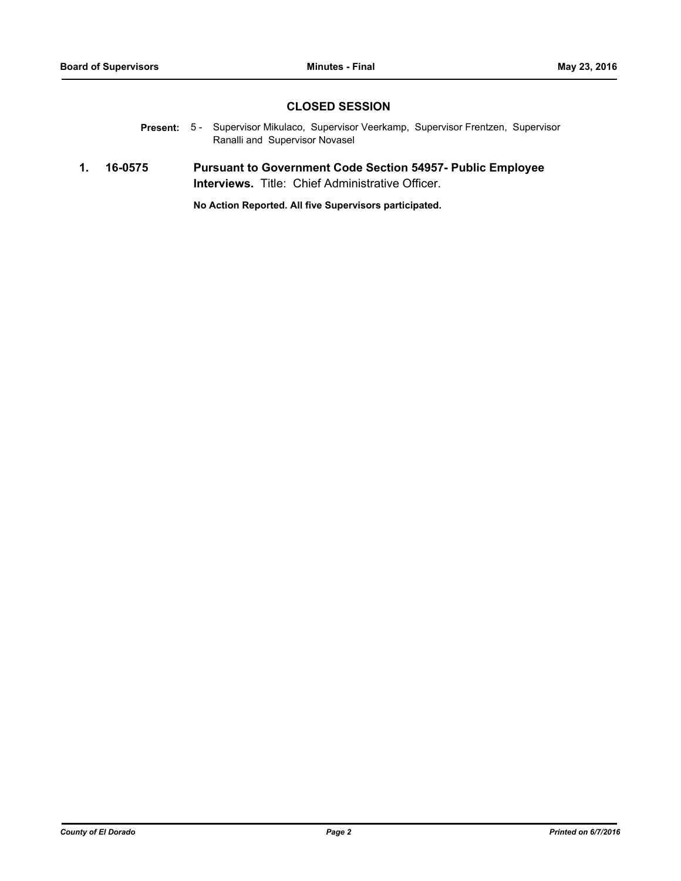## CLOSED SESSION

**Present:** 5 - Supervisor Mikulaco, Supervisor Veerkamp, Supervisor Frentzen, Supervisor Ranalli and Supervisor Novasel

**1. 16-0575** **Pursuant to Government Code Section 54957- Public Employee Interviews.** Title: Chief Administrative Officer.

**No Action Reported. All five Supervisors participated.**